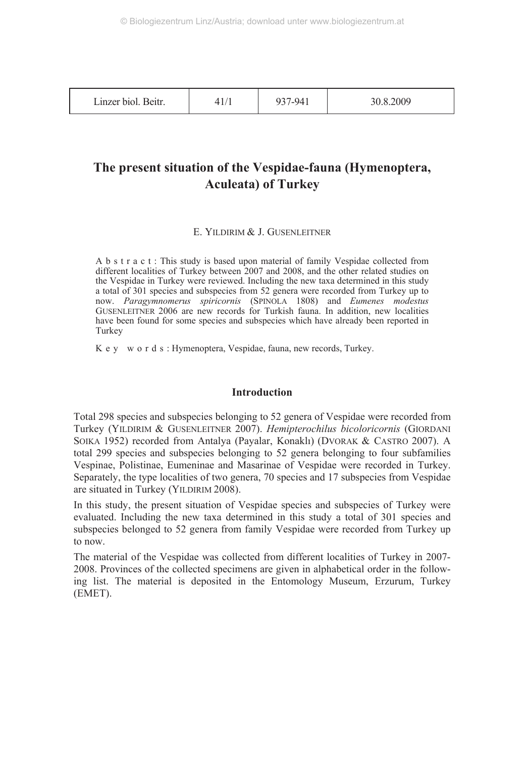# The present situation of the Vespidae-fauna (Hymenoptera, Aculeata) of Turkey

E. YILDIRIM & J. GUSENLEITNER

A b s t r a c t : This study is based upon material of family Vespidae collected from different localities of Turkey between 2007 and 2008, and the other related studies on the Vespidae in Turkey were reviewed. Including the new taxa determined in this study a total of 301 species and subspecies from 52 genera were recorded from Turkey up to now. *Paragymnomerus spiricornis* (SPINOLA 1808) and *Eumenes modestus* GUSENLEITNER 2006 are new records for Turkish fauna. In addition, new localities have been found for some species and subspecies which have already been reported in Turkey

K e y w o r d s : Hymenoptera, Vespidae, fauna, new records, Turkey.

## Introduction

Total 298 species and subspecies belonging to 52 genera of Vespidae were recorded from Turkey (YILDIRIM & GUSENLEITNER 2007). *Hemipterochilus bicoloricornis* (GIORDANI SOIKA 1952) recorded from Antalya (Payalar, Konaklı) (DVORAK & CASTRO 2007). A total 299 species and subspecies belonging to 52 genera belonging to four subfamilies Vespinae, Polistinae, Eumeninae and Masarinae of Vespidae were recorded in Turkey. Separately, the type localities of two genera, 70 species and 17 subspecies from Vespidae are situated in Turkey (YILDIRIM 2008).

In this study, the present situation of Vespidae species and subspecies of Turkey were evaluated. Including the new taxa determined in this study a total of 301 species and subspecies belonged to 52 genera from family Vespidae were recorded from Turkey up to now.

The material of the Vespidae was collected from different localities of Turkey in 2007-2008. Provinces of the collected specimens are given in alphabetical order in the following list. The material is deposited in the Entomology Museum, Erzurum, Turkey (EMET).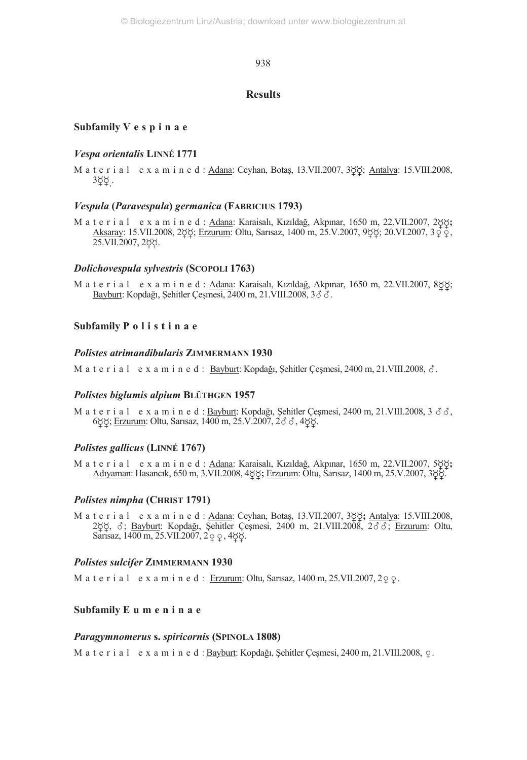## Results

### Subfamily V e s p i n a e

#### *Vespa orientalis* LINNÉ 1771

M a t e r i a l e x a m i n e d : Adana: Ceyhan, Botaş, 13.VII.2007, 3☿☿; Antalya: 15.VIII.2008, 3☿☿.

#### *Vespula* (*Paravespula*) *germanica* (FABRICIUS 1793)

M a t e r i a l e x a m i n e d : Adana: Karaisalı, Kızıldağ, Akpınar, 1650 m, 22.VII.2007, 2☿☿; Aksaray: 15.VII.2008, 2☿☿; Erzurum: Oltu, Sarısaz, 1400 m, 25.V.2007, 9☿☿; 20.VI.2007, 3♀♀, 25.VII.2007, 2☿☿.

#### *Dolichovespula sylvestris* (SCOPOLI 1763)

M a t e r i a l e x a m i n e d : Adana: Karaisalı, Kızıldağ, Akpınar, 1650 m, 22.VII.2007, 8☿☿; Bayburt: Kopdağı, Şehitler Çeşmesi, 2400 m, 21.VIII.2008, 3♂♂.

### Subfamily P o l i s t i n a e

#### *Polistes atrimandibularis* ZIMMERMANN 1930

M a t e r i a l e x a m i n e d : Bayburt: Kopdağı, Şehitler Çeşmesi, 2400 m, 21.VIII.2008, ♂.

#### *Polistes biglumis alpium* BLÜTHGEN 1957

M a t e r i a l e x a m i n e d : Bayburt: Kopdağı, Şehitler Çeşmesi, 2400 m, 21.VIII.2008, 3♂♂, 6☿☿; Erzurum: Oltu, Sarısaz, 1400 m, 25.V.2007, 2♂♂, 4☿☿.

#### *Polistes gallicus* (LINNÉ 1767)

M a t e r i a l e x a m i n e d : Adana: Karaisalı, Kızıldağ, Akpınar, 1650 m, 22.VII.2007, 5☿☿; Adıyaman: Hasancık, 650 m, 3.VII.2008, 4☿☿; Erzurum: Oltu, Sarısaz, 1400 m, 25.V.2007, 3☿☿.

#### *Polistes nimpha* (CHRIST 1791)

M a t e r i a l e x a m i n e d : Adana: Ceyhan, Botaş, 13.VII.2007, 3☿☿; Antalya: 15.VIII.2008, 2☿☿, ♂; Bayburt: Kopdağı, Şehitler Çeşmesi, 2400 m, 21.VIII.2008, 2♂♂; Erzurum: Oltu, Sarısaz, 1400 m, 25.VII.2007, 2♀♀, 4☿☿.

#### *Polistes sulcifer* ZIMMERMANN 1930

M a t e r i a l e x a m i n e d : Erzurum: Oltu, Sarısaz, 1400 m, 25.VII.2007, 2♀♀.

### Subfamily E u m e n i n a e

#### *Paragymnomerus* s. *spiricornis* (SPINOLA 1808)

M a t e r i a l e x a m i n e d : Bayburt: Kopdağı, Şehitler Çeşmesi, 2400 m, 21.VIII.2008, ♀.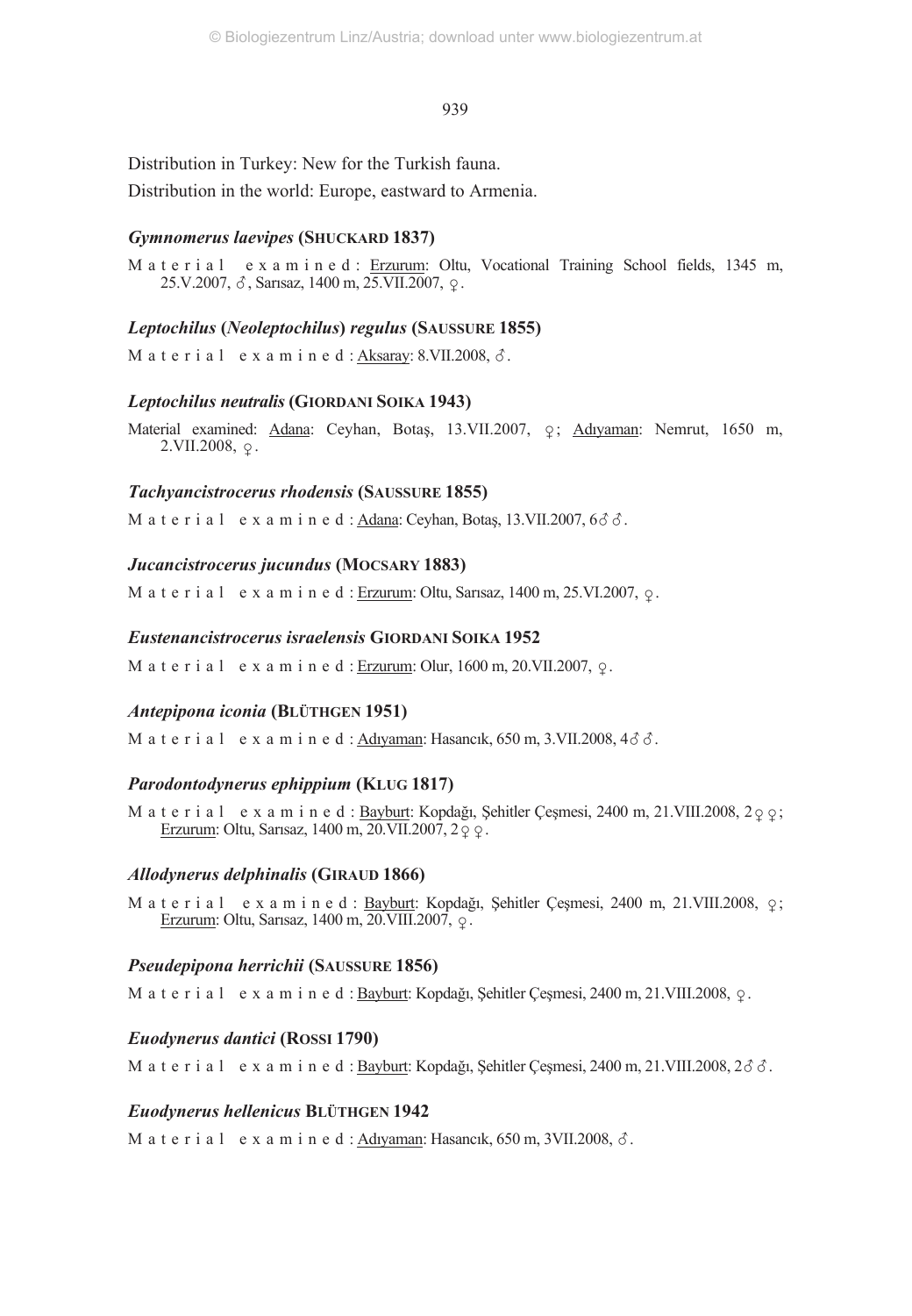Distribution in Turkey: New for the Turkish fauna.

Distribution in the world: Europe, eastward to Armenia.

### *Gymnomerus laevipes* (SHUCKARD 1837)

Material examined: Erzurum: Oltu, Vocational Training School fields, 1345 m, 25.V.2007, ♂, Sarısaz, 1400 m, 25.VII.2007, ♀.

### *Leptochilus* (*Neoleptochilus*) *regulus* (SAUSSURE 1855)

Material examined: Aksaray: 8.VII.2008, ♂.

### *Leptochilus neutralis* (GIORDANI SOIKA 1943)

Material examined: Adana: Ceyhan, Botaş, 13.VII.2007, ♀; Adıyaman: Nemrut, 1650 m, 2.VII.2008, ♀.

### *Tachyancistrocerus rhodensis* (SAUSSURE 1855)

Material examined: Adana: Ceyhan, Botaş, 13.VII.2007, 6♂♂.

### *Jucancistrocerus jucundus* (MOCSARY 1883)

Material examined: Erzurum: Oltu, Sarısaz, 1400 m, 25.VI.2007, ♀.

### *Eustenancistrocerus israelensis* GIORDANI SOIKA 1952

Material examined: Erzurum: Olur, 1600 m, 20.VII.2007, ♀.

### *Antepipona iconia* (BLÜTHGEN 1951)

Material examined: Adıyaman: Hasancık, 650 m, 3.VII.2008, 4♂♂.

### *Parodontodynerus ephippium* (KLUG 1817)

Material examined: Bayburt: Kopdağı, Şehitler Çeşmesi, 2400 m, 21.VIII.2008, 2♀♀; Erzurum: Oltu, Sarısaz, 1400 m, 20.VII.2007, 2♀♀.

### *Allodynerus delphinalis* (GIRAUD 1866)

Material examined: Bayburt: Kopdağı, Şehitler Çeşmesi, 2400 m, 21.VIII.2008, ♀; Erzurum: Oltu, Sarısaz, 1400 m, 20.VIII.2007, ♀.

### *Pseudepipona herrichii* (SAUSSURE 1856)

Material examined: Bayburt: Kopdağı, Şehitler Çeşmesi, 2400 m, 21.VIII.2008, ♀.

### *Euodynerus dantici* (ROSSI 1790)

Material examined: Bayburt: Kopdağı, Şehitler Çeşmesi, 2400 m, 21.VIII.2008, 2♂♂.

### *Euodynerus hellenicus* BLÜTHGEN 1942

Material examined: Adıyaman: Hasancık, 650 m, 3VII.2008, ♂.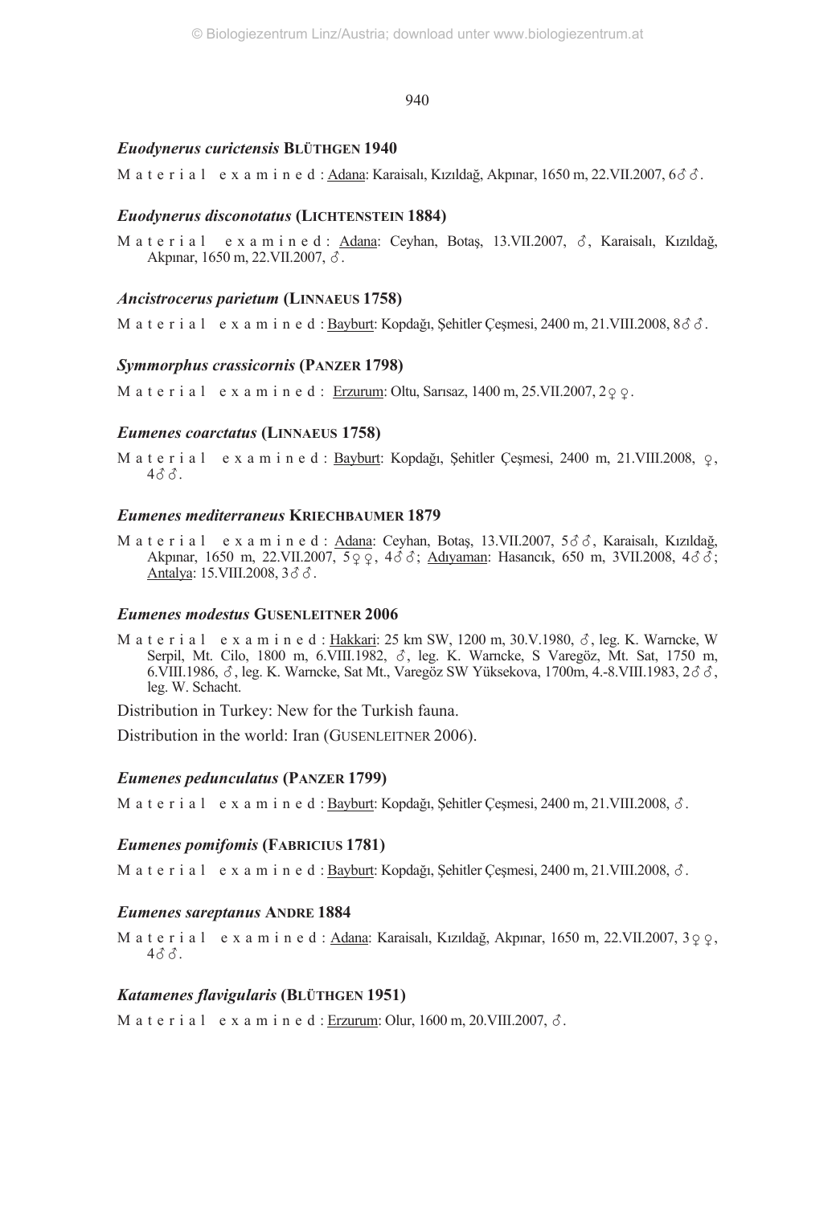### *Euodynerus curictensis* BLÜTHGEN 1940

Material examined: Adana: Karaisalı, Kızıldağ, Akpınar, 1650 m, 22.VII.2007, 6♂♂.

### *Euodynerus disconotatus* (LICHTENSTEIN 1884)

Material examined: Adana: Ceyhan, Botaş, 13.VII.2007, ♂, Karaisalı, Kızıldağ, Akpınar, 1650 m, 22.VII.2007, ♂.

### *Ancistrocerus parietum* (LINNAEUS 1758)

Material examined: Bayburt: Kopdağı, Şehitler Çeşmesi, 2400 m, 21.VIII.2008, 8♂♂.

### *Symmorphus crassicornis* (PANZER 1798)

Material examined: Erzurum: Oltu, Sarısaz, 1400 m, 25.VII.2007, 2♀♀.

### *Eumenes coarctatus* (LINNAEUS 1758)

Material examined: Bayburt: Kopdağı, Şehitler Çeşmesi, 2400 m, 21.VIII.2008, ♀, 4♂♂.

### *Eumenes mediterraneus* KRIECHBAUMER 1879

Material examined: Adana: Ceyhan, Botaş, 13.VII.2007, 5♂♂, Karaisalı, Kızıldağ, Akpınar, 1650 m, 22.VII.2007, 5♀♀, 4♂♂; Adıyaman: Hasancık, 650 m, 3VII.2008, 4♂♂; Antalya: 15.VIII.2008, 3♂♂.

### *Eumenes modestus* GUSENLEITNER 2006

Material examined: Hakkari: 25 km SW, 1200 m, 30.V.1980, ♂, leg. K. Warncke, W Serpil, Mt. Cilo, 1800 m, 6.VIII.1982, ♂, leg. K. Warncke, S Varegöz, Mt. Sat, 1750 m, 6.VIII.1986, ♂, leg. K. Warncke, Sat Mt., Varegöz SW Yüksekova, 1700m, 4.-8.VIII.1983, 2♂♂, leg. W. Schacht.

Distribution in Turkey: New for the Turkish fauna.

Distribution in the world: Iran (GUSENLEITNER 2006).

### *Eumenes pedunculatus* (PANZER 1799)

Material examined: Bayburt: Kopdağı, Şehitler Çeşmesi, 2400 m, 21.VIII.2008, ♂.

### *Eumenes pomifomis* (FABRICIUS 1781)

Material examined: Bayburt: Kopdağı, Şehitler Çeşmesi, 2400 m, 21.VIII.2008, ♂.

### *Eumenes sareptanus* ANDRE 1884

Material examined: Adana: Karaisalı, Kızıldağ, Akpınar, 1650 m, 22.VII.2007, 3♀♀, 4♂♂.

### *Katamenes flavigularis* (BLÜTHGEN 1951)

Material examined: Erzurum: Olur, 1600 m, 20.VIII.2007, ♂.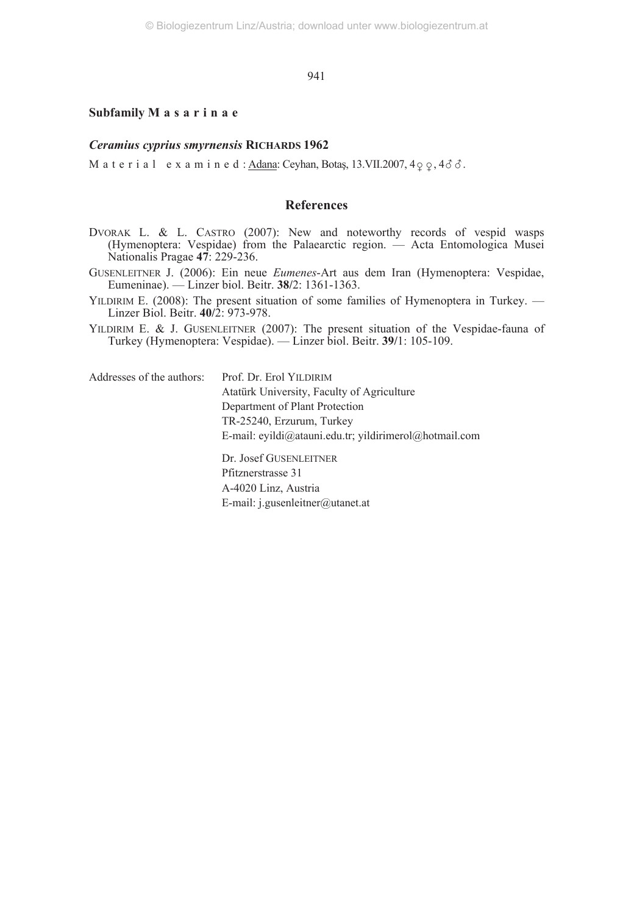### Subfamily Masarinae

#### *Ceramius cyprius smyrnensis* RICHARDS 1962

Material examined: Adana: Ceyhan, Botaş, 13.VII.2007, 4♀♀, 4♂♂.

## References

DVORAK L. & L. CASTRO (2007): New and noteworthy records of vespid wasps (Hymenoptera: Vespidae) from the Palaearctic region. — Acta Entomologica Musei Nationalis Pragae **47**: 229-236.

GUSENLEITNER J. (2006): Ein neue *Eumenes*-Art aus dem Iran (Hymenoptera: Vespidae, Eumeninae). — Linzer biol. Beitr. **38**/2: 1361-1363.

YILDIRIM E. (2008): The present situation of some families of Hymenoptera in Turkey. — Linzer Biol. Beitr. **40**/2: 973-978.

YILDIRIM E. & J. GUSENLEITNER (2007): The present situation of the Vespidae-fauna of Turkey (Hymenoptera: Vespidae). — Linzer biol. Beitr. **39**/1: 105-109.

Addresses of the authors:

Prof. Dr. Erol YILDIRIM
Atatürk University, Faculty of Agriculture
Department of Plant Protection
TR-25240, Erzurum, Turkey
E-mail: eyildi@atauni.edu.tr; yildirimerol@hotmail.com

Dr. Josef GUSENLEITNER
Pfitznerstrasse 31
A-4020 Linz, Austria
E-mail: j.gusenleitner@utanet.at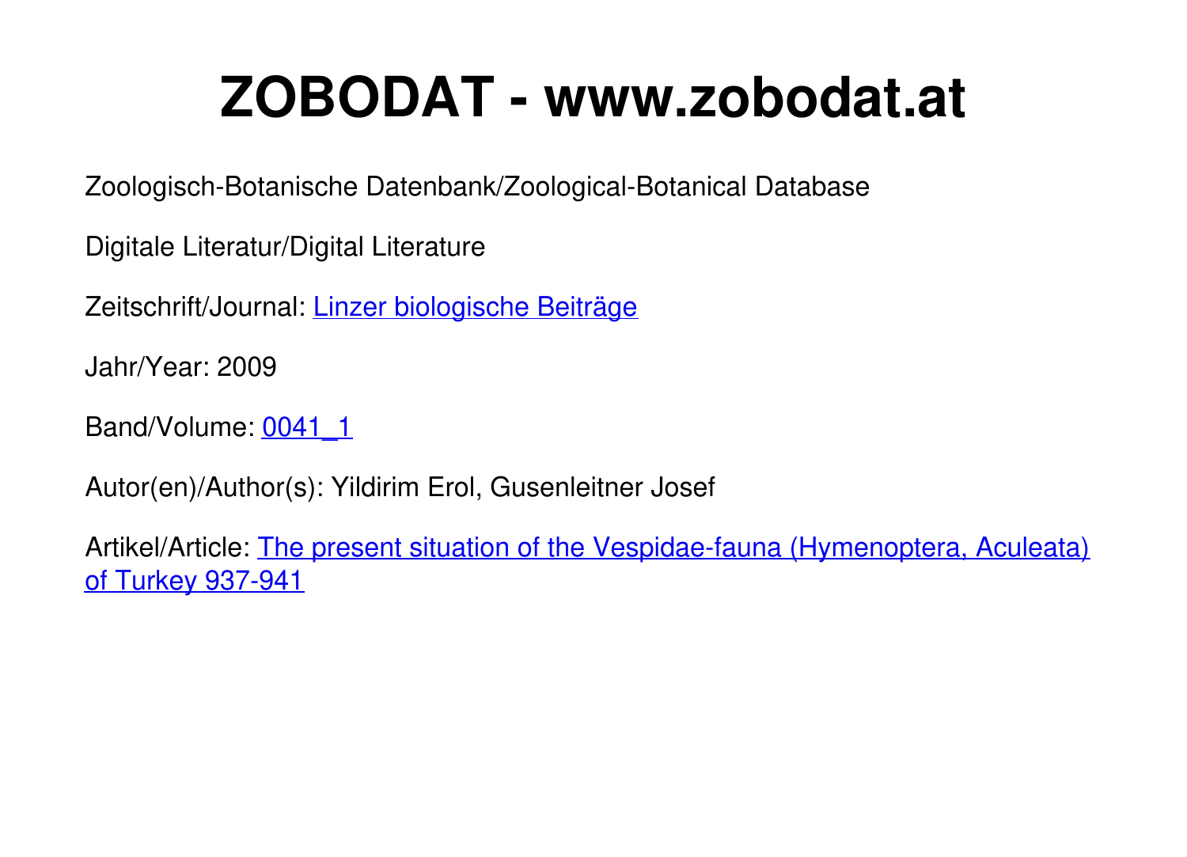# ZOBODAT - www.zobodat.at

Zoologisch-Botanische Datenbank/Zoological-Botanical Database

Digitale Literatur/Digital Literature

Zeitschrift/Journal: Linzer biologische Beiträge

Jahr/Year: 2009

Band/Volume: 0041_1

Autor(en)/Author(s): Yildirim Erol, Gusenleitner Josef

Artikel/Article: The present situation of the Vespidae-fauna (Hymenoptera, Aculeata) of Turkey 937-941